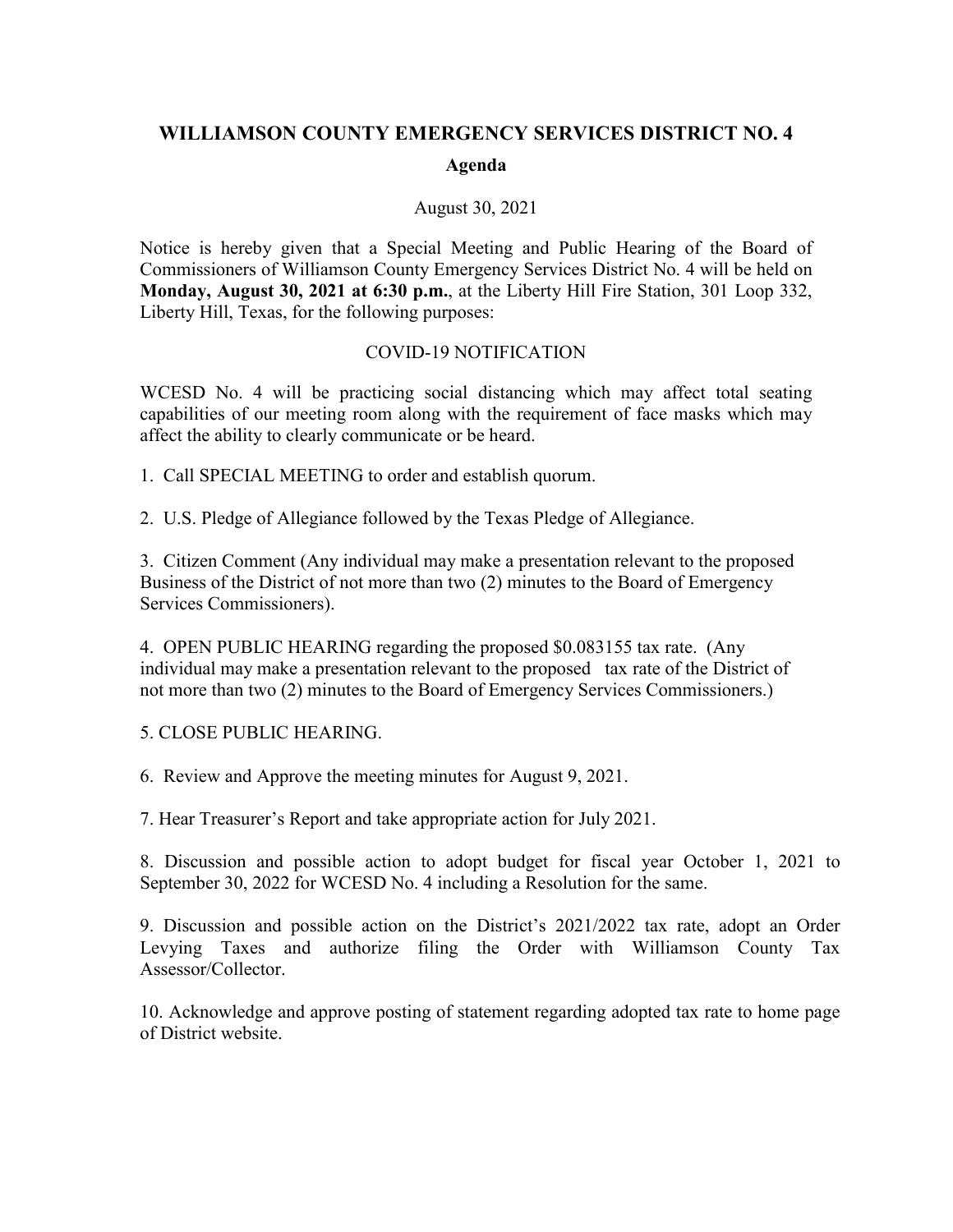# WILLIAMSON COUNTY EMERGENCY SERVICES DISTRICT NO. 4

## Agenda

August 30, 2021

Notice is hereby given that a Special Meeting and Public Hearing of the Board of Commissioners of Williamson County Emergency Services District No. 4 will be held on **Monday, August 30, 2021 at 6:30 p.m.**, at the Liberty Hill Fire Station, 301 Loop 332, Liberty Hill, Texas, for the following purposes:

COVID-19 NOTIFICATION

WCESD No. 4 will be practicing social distancing which may affect total seating capabilities of our meeting room along with the requirement of face masks which may affect the ability to clearly communicate or be heard.

1. Call SPECIAL MEETING to order and establish quorum.

2. U.S. Pledge of Allegiance followed by the Texas Pledge of Allegiance.

3. Citizen Comment (Any individual may make a presentation relevant to the proposed Business of the District of not more than two (2) minutes to the Board of Emergency Services Commissioners).

4. OPEN PUBLIC HEARING regarding the proposed $0.083155 tax rate. (Any individual may make a presentation relevant to the proposed tax rate of the District of not more than two (2) minutes to the Board of Emergency Services Commissioners.)

5. CLOSE PUBLIC HEARING.

6. Review and Approve the meeting minutes for August 9, 2021.

7. Hear Treasurer's Report and take appropriate action for July 2021.

8. Discussion and possible action to adopt budget for fiscal year October 1, 2021 to September 30, 2022 for WCESD No. 4 including a Resolution for the same.

9. Discussion and possible action on the District's 2021/2022 tax rate, adopt an Order Levying Taxes and authorize filing the Order with Williamson County Tax Assessor/Collector.

10. Acknowledge and approve posting of statement regarding adopted tax rate to home page of District website.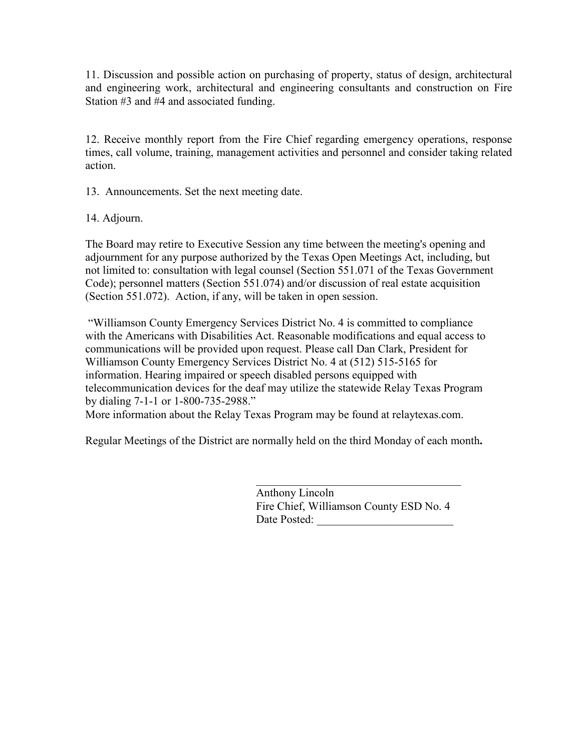11. Discussion and possible action on purchasing of property, status of design, architectural and engineering work, architectural and engineering consultants and construction on Fire Station #3 and #4 and associated funding.

12. Receive monthly report from the Fire Chief regarding emergency operations, response times, call volume, training, management activities and personnel and consider taking related action.

13. Announcements. Set the next meeting date.

14. Adjourn.

The Board may retire to Executive Session any time between the meeting's opening and adjournment for any purpose authorized by the Texas Open Meetings Act, including, but not limited to: consultation with legal counsel (Section 551.071 of the Texas Government Code); personnel matters (Section 551.074) and/or discussion of real estate acquisition (Section 551.072). Action, if any, will be taken in open session.

"Williamson County Emergency Services District No. 4 is committed to compliance with the Americans with Disabilities Act. Reasonable modifications and equal access to communications will be provided upon request. Please call Dan Clark, President for Williamson County Emergency Services District No. 4 at (512) 515-5165 for information. Hearing impaired or speech disabled persons equipped with telecommunication devices for the deaf may utilize the statewide Relay Texas Program by dialing 7-1-1 or 1-800-735-2988."
More information about the Relay Texas Program may be found at relaytexas.com.

Regular Meetings of the District are normally held on the third Monday of each month**.**

\_\_\_\_\_\_\_\_\_\_\_\_\_\_\_\_\_\_\_\_\_\_\_\_\_\_\_\_\_\_\_\_\_\_\_\_\_

Anthony Lincoln
Fire Chief, Williamson County ESD No. 4
Date Posted: \_\_\_\_\_\_\_\_\_\_\_\_\_\_\_\_\_\_\_\_\_\_\_\_